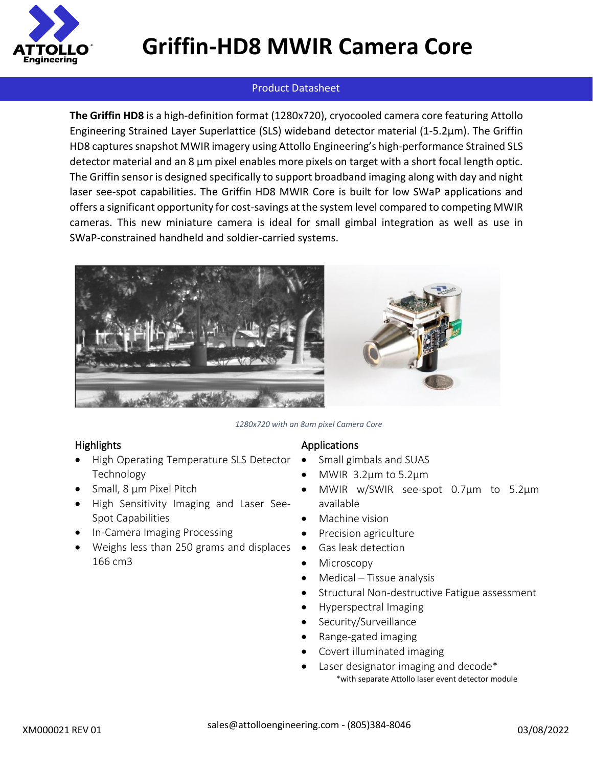# Griffin-HD8 MWIR Camera Core

Product Datasheet

**The Griffin HD8** is a high-definition format (1280x720), cryocooled camera core featuring Attollo Engineering Strained Layer Superlattice (SLS) wideband detector material (1-5.2µm). The Griffin HD8 captures snapshot MWIR imagery using Attollo Engineering's high-performance Strained SLS detector material and an 8 µm pixel enables more pixels on target with a short focal length optic. The Griffin sensor is designed specifically to support broadband imaging along with day and night laser see-spot capabilities. The Griffin HD8 MWIR Core is built for low SWaP applications and offers a significant opportunity for cost-savings at the system level compared to competing MWIR cameras. This new miniature camera is ideal for small gimbal integration as well as use in SWaP-constrained handheld and soldier-carried systems.

*1280x720 with an 8um pixel Camera Core*

## Highlights

- High Operating Temperature SLS Detector Technology
- Small, 8 µm Pixel Pitch
- High Sensitivity Imaging and Laser See-Spot Capabilities
- In-Camera Imaging Processing
- Weighs less than 250 grams and displaces 166 cm3

## Applications

- Small gimbals and SUAS
- MWIR 3.2µm to 5.2µm
- MWIR w/SWIR see-spot 0.7µm to 5.2µm available
- Machine vision
- Precision agriculture
- Gas leak detection
- Microscopy
- Medical – Tissue analysis
- Structural Non-destructive Fatigue assessment
- Hyperspectral Imaging
- Security/Surveillance
- Range-gated imaging
- Covert illuminated imaging
- Laser designator imaging and decode*

*with separate Attollo laser event detector module

XM000021 REV 01 — sales@attolloengineering.com - (805)384-8046 — 03/08/2022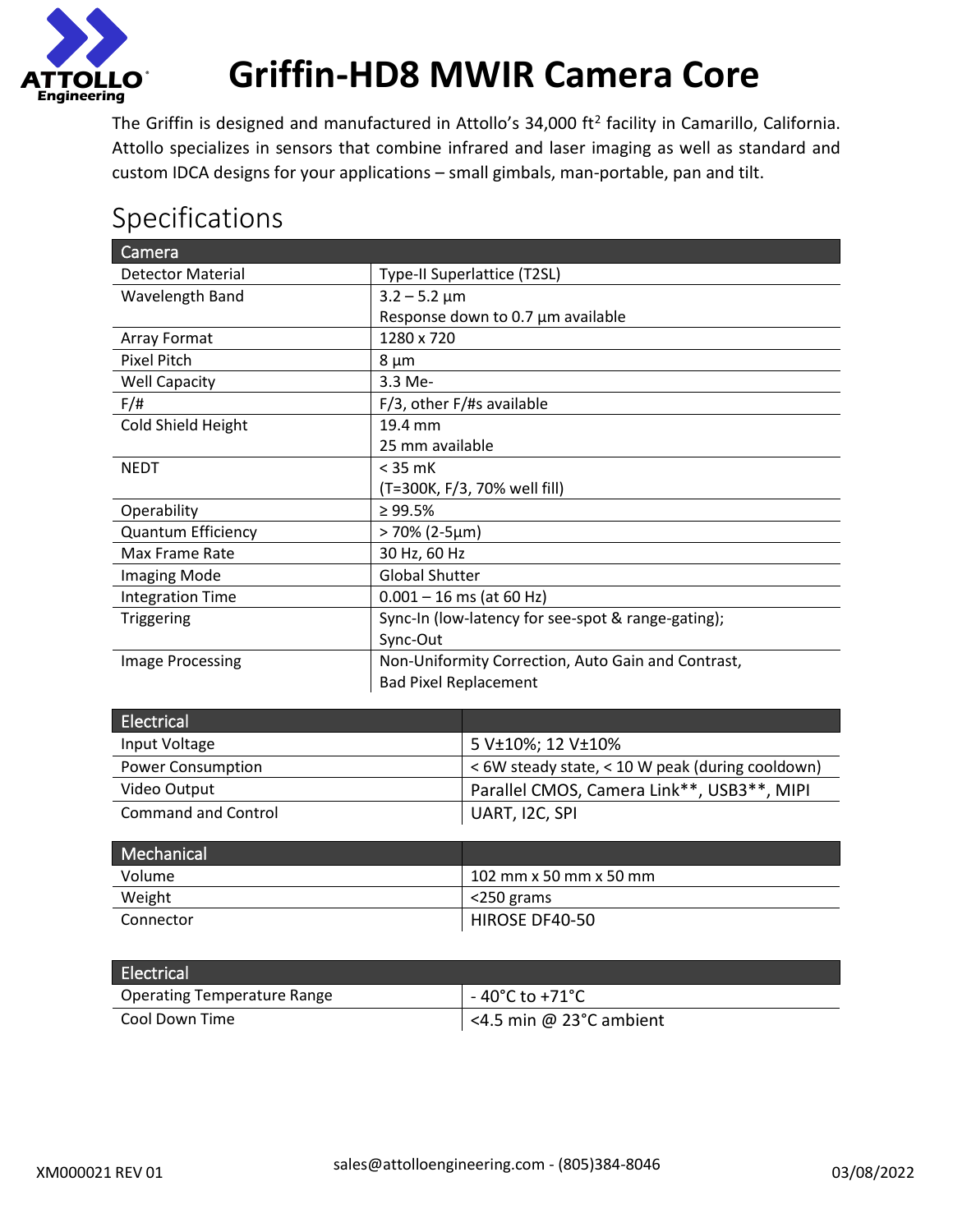# Griffin-HD8 MWIR Camera Core

The Griffin is designed and manufactured in Attollo's 34,000 ft$^2$ facility in Camarillo, California. Attollo specializes in sensors that combine infrared and laser imaging as well as standard and custom IDCA designs for your applications – small gimbals, man-portable, pan and tilt.

## Specifications

| Camera | |
|---|---|
| Detector Material | Type-II Superlattice (T2SL) |
| Wavelength Band | 3.2 – 5.2 µm<br>Response down to 0.7 µm available |
| Array Format | 1280 x 720 |
| Pixel Pitch | 8 µm |
| Well Capacity | 3.3 Me- |
| F/# | F/3, other F/#s available |
| Cold Shield Height | 19.4 mm<br>25 mm available |
| NEDT | < 35 mK<br>(T=300K, F/3, 70% well fill) |
| Operability | ≥ 99.5% |
| Quantum Efficiency | > 70% (2-5µm) |
| Max Frame Rate | 30 Hz, 60 Hz |
| Imaging Mode | Global Shutter |
| Integration Time | 0.001 – 16 ms (at 60 Hz) |
| Triggering | Sync-In (low-latency for see-spot & range-gating);<br>Sync-Out |
| Image Processing | Non-Uniformity Correction, Auto Gain and Contrast,<br>Bad Pixel Replacement |

| Electrical | |
|---|---|
| Input Voltage | 5 V±10%; 12 V±10% |
| Power Consumption | < 6W steady state, < 10 W peak (during cooldown) |
| Video Output | Parallel CMOS, Camera Link**, USB3**, MIPI |
| Command and Control | UART, I2C, SPI |

| Mechanical | |
|---|---|
| Volume | 102 mm x 50 mm x 50 mm |
| Weight | <250 grams |
| Connector | HIROSE DF40-50 |

| Electrical | |
|---|---|
| Operating Temperature Range | - 40°C to +71°C |
| Cool Down Time | <4.5 min @ 23°C ambient |

XM000021 REV 01

sales@attolloengineering.com - (805)384-8046

03/08/2022